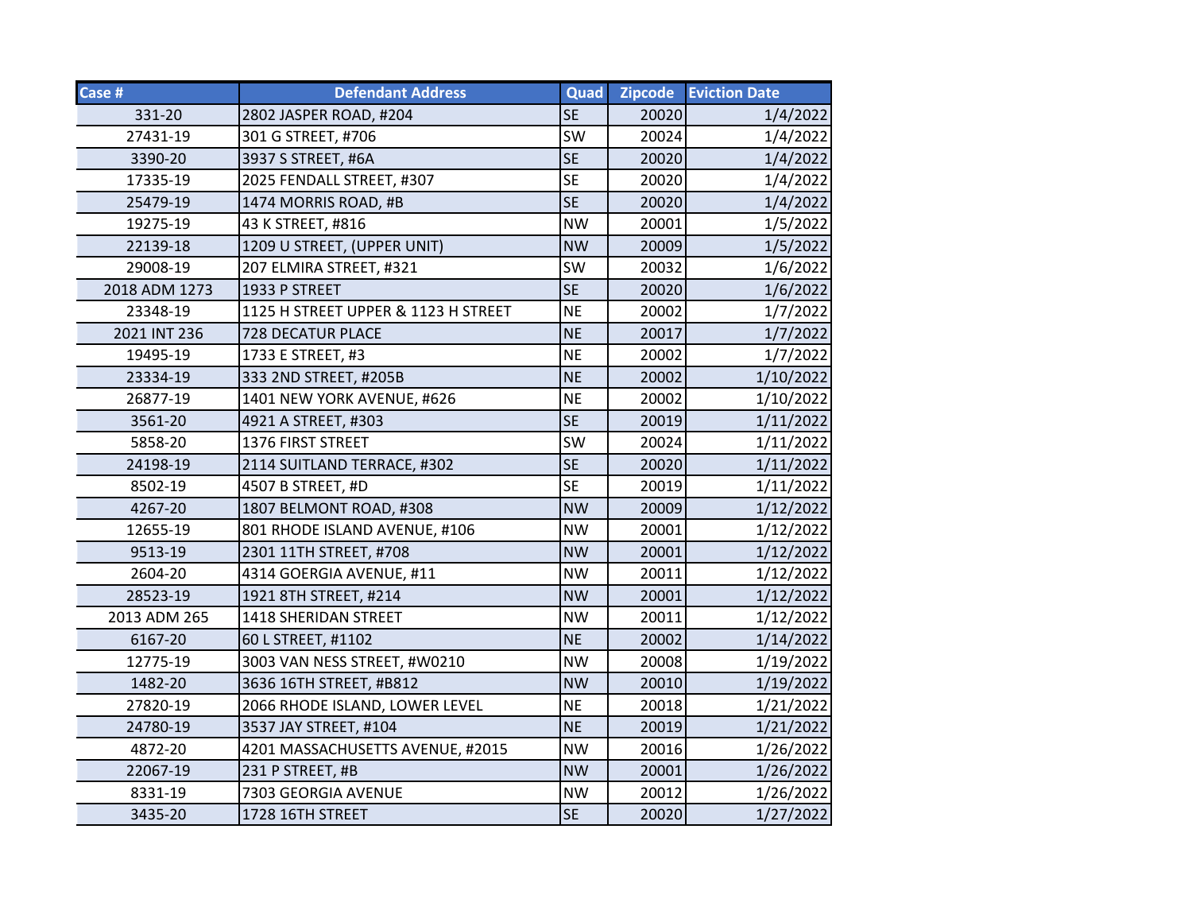| Case # | Defendant Address | Quad | Zipcode | Eviction Date |
|---|---|---|---|---|
| 331-20 | 2802 JASPER ROAD, #204 | SE | 20020 | 1/4/2022 |
| 27431-19 | 301 G STREET, #706 | SW | 20024 | 1/4/2022 |
| 3390-20 | 3937 S STREET, #6A | SE | 20020 | 1/4/2022 |
| 17335-19 | 2025 FENDALL STREET, #307 | SE | 20020 | 1/4/2022 |
| 25479-19 | 1474 MORRIS ROAD, #B | SE | 20020 | 1/4/2022 |
| 19275-19 | 43 K STREET, #816 | NW | 20001 | 1/5/2022 |
| 22139-18 | 1209 U STREET, (UPPER UNIT) | NW | 20009 | 1/5/2022 |
| 29008-19 | 207 ELMIRA STREET, #321 | SW | 20032 | 1/6/2022 |
| 2018 ADM 1273 | 1933 P STREET | SE | 20020 | 1/6/2022 |
| 23348-19 | 1125 H STREET UPPER & 1123 H STREET | NE | 20002 | 1/7/2022 |
| 2021 INT 236 | 728 DECATUR PLACE | NE | 20017 | 1/7/2022 |
| 19495-19 | 1733 E STREET, #3 | NE | 20002 | 1/7/2022 |
| 23334-19 | 333 2ND STREET, #205B | NE | 20002 | 1/10/2022 |
| 26877-19 | 1401 NEW YORK AVENUE, #626 | NE | 20002 | 1/10/2022 |
| 3561-20 | 4921 A STREET, #303 | SE | 20019 | 1/11/2022 |
| 5858-20 | 1376 FIRST STREET | SW | 20024 | 1/11/2022 |
| 24198-19 | 2114 SUITLAND TERRACE, #302 | SE | 20020 | 1/11/2022 |
| 8502-19 | 4507 B STREET, #D | SE | 20019 | 1/11/2022 |
| 4267-20 | 1807 BELMONT ROAD, #308 | NW | 20009 | 1/12/2022 |
| 12655-19 | 801 RHODE ISLAND AVENUE, #106 | NW | 20001 | 1/12/2022 |
| 9513-19 | 2301 11TH STREET, #708 | NW | 20001 | 1/12/2022 |
| 2604-20 | 4314 GOERGIA AVENUE, #11 | NW | 20011 | 1/12/2022 |
| 28523-19 | 1921 8TH STREET, #214 | NW | 20001 | 1/12/2022 |
| 2013 ADM 265 | 1418 SHERIDAN STREET | NW | 20011 | 1/12/2022 |
| 6167-20 | 60 L STREET, #1102 | NE | 20002 | 1/14/2022 |
| 12775-19 | 3003 VAN NESS STREET, #W0210 | NW | 20008 | 1/19/2022 |
| 1482-20 | 3636 16TH STREET, #B812 | NW | 20010 | 1/19/2022 |
| 27820-19 | 2066 RHODE ISLAND, LOWER LEVEL | NE | 20018 | 1/21/2022 |
| 24780-19 | 3537 JAY STREET, #104 | NE | 20019 | 1/21/2022 |
| 4872-20 | 4201 MASSACHUSETTS AVENUE, #2015 | NW | 20016 | 1/26/2022 |
| 22067-19 | 231 P STREET, #B | NW | 20001 | 1/26/2022 |
| 8331-19 | 7303 GEORGIA AVENUE | NW | 20012 | 1/26/2022 |
| 3435-20 | 1728 16TH STREET | SE | 20020 | 1/27/2022 |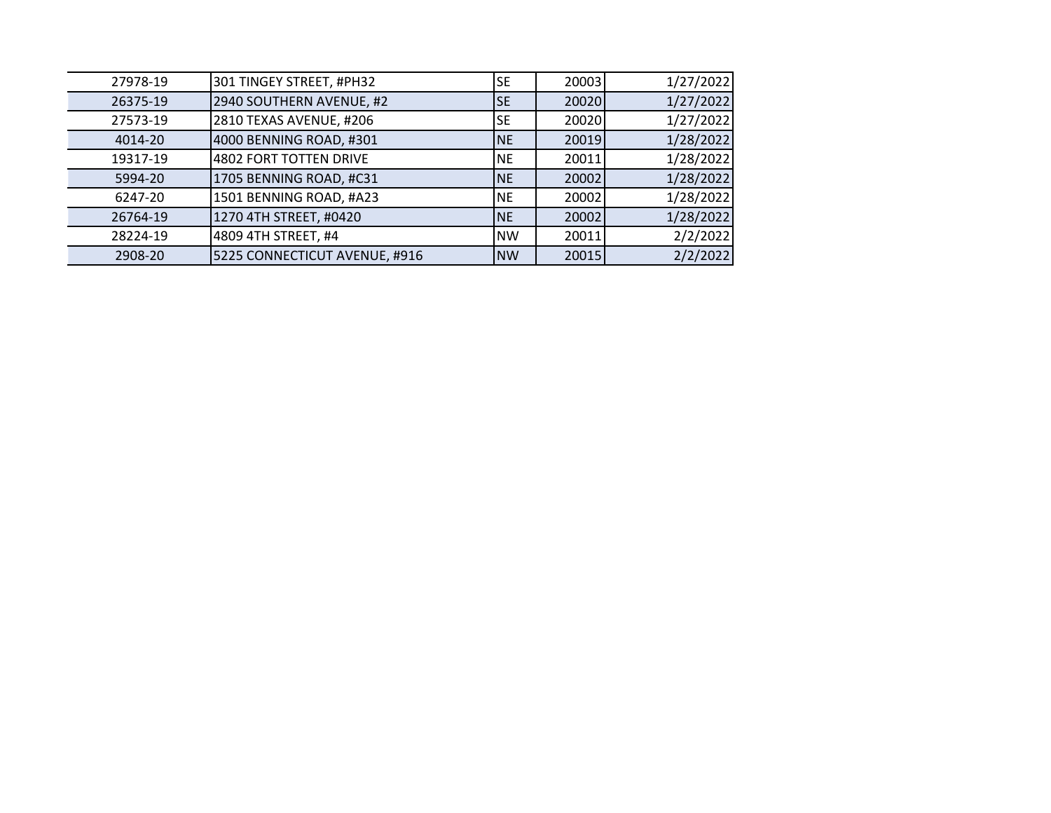| | | | | |
|---|---|---|---|---|
| 27978-19 | 301 TINGEY STREET, #PH32 | SE | 20003 | 1/27/2022 |
| 26375-19 | 2940 SOUTHERN AVENUE, #2 | SE | 20020 | 1/27/2022 |
| 27573-19 | 2810 TEXAS AVENUE, #206 | SE | 20020 | 1/27/2022 |
| 4014-20 | 4000 BENNING ROAD, #301 | NE | 20019 | 1/28/2022 |
| 19317-19 | 4802 FORT TOTTEN DRIVE | NE | 20011 | 1/28/2022 |
| 5994-20 | 1705 BENNING ROAD, #C31 | NE | 20002 | 1/28/2022 |
| 6247-20 | 1501 BENNING ROAD, #A23 | NE | 20002 | 1/28/2022 |
| 26764-19 | 1270 4TH STREET, #0420 | NE | 20002 | 1/28/2022 |
| 28224-19 | 4809 4TH STREET, #4 | NW | 20011 | 2/2/2022 |
| 2908-20 | 5225 CONNECTICUT AVENUE, #916 | NW | 20015 | 2/2/2022 |